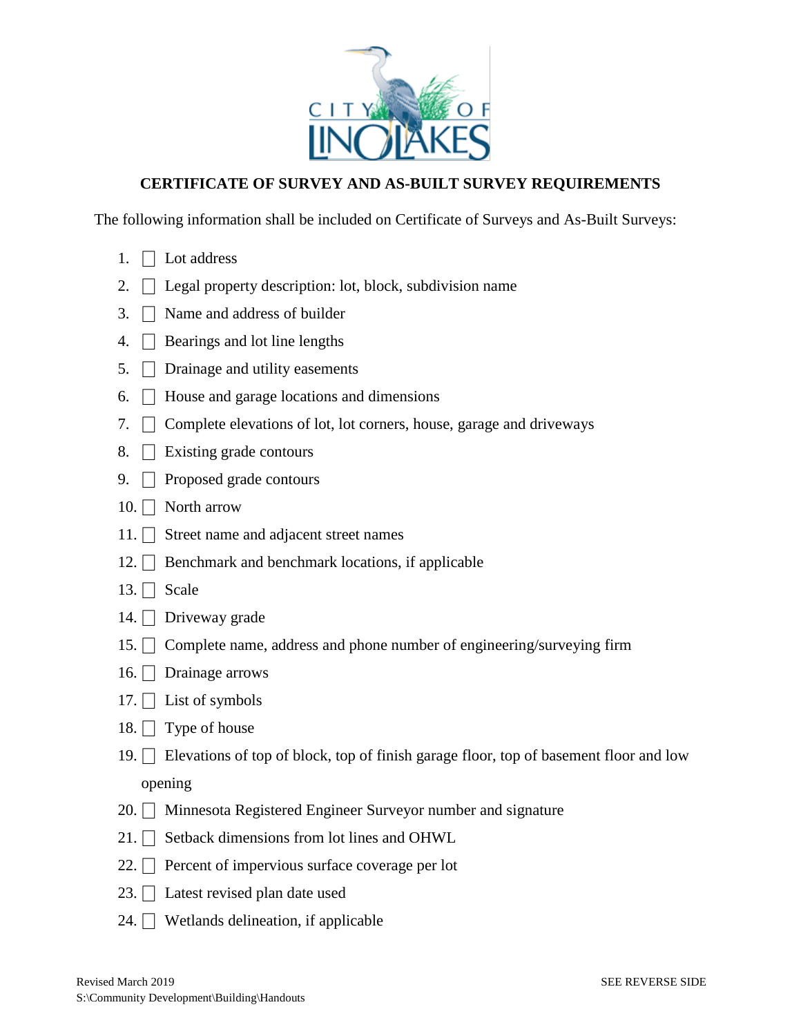CITY OF LINO LAKES

# CERTIFICATE OF SURVEY AND AS-BUILT SURVEY REQUIREMENTS

The following information shall be included on Certificate of Surveys and As-Built Surveys:

1. ☐ Lot address
2. ☐ Legal property description: lot, block, subdivision name
3. ☐ Name and address of builder
4. ☐ Bearings and lot line lengths
5. ☐ Drainage and utility easements
6. ☐ House and garage locations and dimensions
7. ☐ Complete elevations of lot, lot corners, house, garage and driveways
8. ☐ Existing grade contours
9. ☐ Proposed grade contours
10. ☐ North arrow
11. ☐ Street name and adjacent street names
12. ☐ Benchmark and benchmark locations, if applicable
13. ☐ Scale
14. ☐ Driveway grade
15. ☐ Complete name, address and phone number of engineering/surveying firm
16. ☐ Drainage arrows
17. ☐ List of symbols
18. ☐ Type of house
19. ☐ Elevations of top of block, top of finish garage floor, top of basement floor and low opening
20. ☐ Minnesota Registered Engineer Surveyor number and signature
21. ☐ Setback dimensions from lot lines and OHWL
22. ☐ Percent of impervious surface coverage per lot
23. ☐ Latest revised plan date used
24. ☐ Wetlands delineation, if applicable

Revised March 2019
S:\Community Development\Building\Handouts

SEE REVERSE SIDE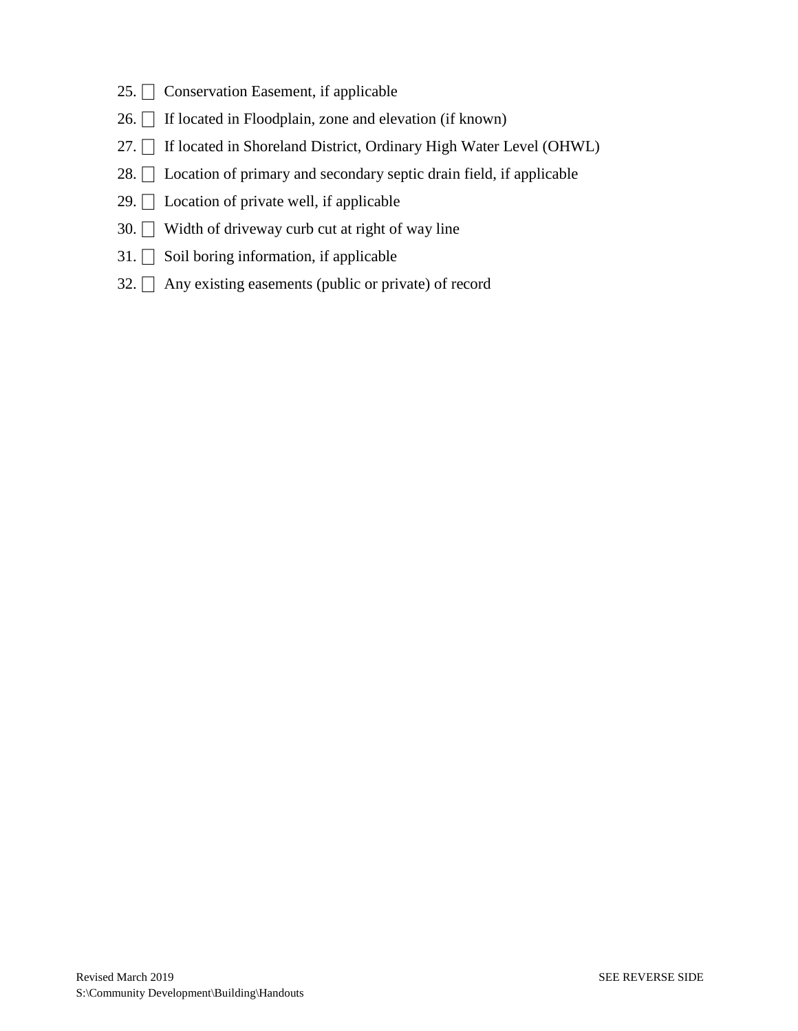25. ☐ Conservation Easement, if applicable
26. ☐ If located in Floodplain, zone and elevation (if known)
27. ☐ If located in Shoreland District, Ordinary High Water Level (OHWL)
28. ☐ Location of primary and secondary septic drain field, if applicable
29. ☐ Location of private well, if applicable
30. ☐ Width of driveway curb cut at right of way line
31. ☐ Soil boring information, if applicable
32. ☐ Any existing easements (public or private) of record

Revised March 2019
S:\Community Development\Building\Handouts

SEE REVERSE SIDE